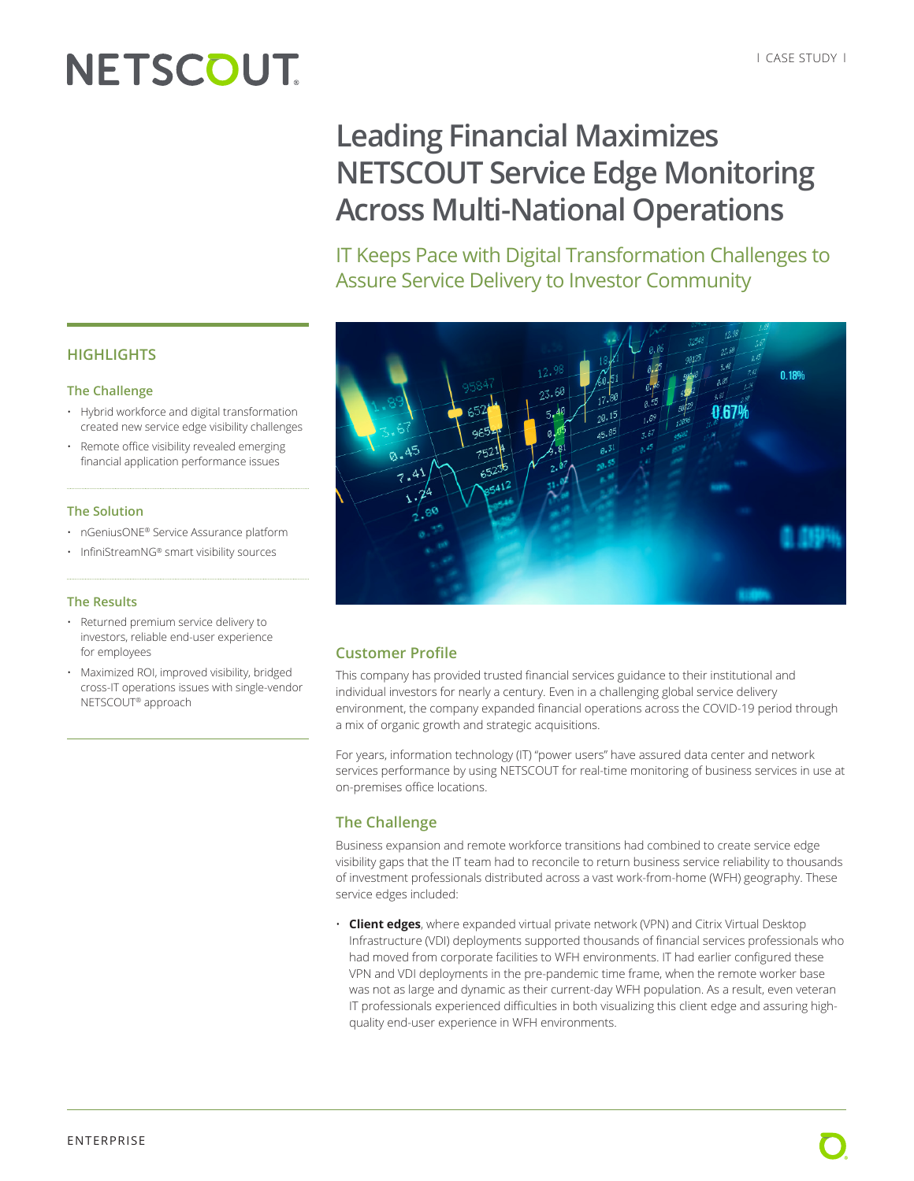# Leading Financial Maximizes NETSCOUT Service Edge Monitoring Across Multi-National Operations

## IT Keeps Pace with Digital Transformation Challenges to Assure Service Delivery to Investor Community

### HIGHLIGHTS

#### The Challenge

- Hybrid workforce and digital transformation created new service edge visibility challenges
- Remote office visibility revealed emerging financial application performance issues

#### The Solution

- nGeniusONE® Service Assurance platform
- InfiniStreamNG® smart visibility sources

#### The Results

- Returned premium service delivery to investors, reliable end-user experience for employees
- Maximized ROI, improved visibility, bridged cross-IT operations issues with single-vendor NETSCOUT® approach

## Customer Profile

This company has provided trusted financial services guidance to their institutional and individual investors for nearly a century. Even in a challenging global service delivery environment, the company expanded financial operations across the COVID-19 period through a mix of organic growth and strategic acquisitions.

For years, information technology (IT) "power users" have assured data center and network services performance by using NETSCOUT for real-time monitoring of business services in use at on-premises office locations.

## The Challenge

Business expansion and remote workforce transitions had combined to create service edge visibility gaps that the IT team had to reconcile to return business service reliability to thousands of investment professionals distributed across a vast work-from-home (WFH) geography. These service edges included:

- **Client edges**, where expanded virtual private network (VPN) and Citrix Virtual Desktop Infrastructure (VDI) deployments supported thousands of financial services professionals who had moved from corporate facilities to WFH environments. IT had earlier configured these VPN and VDI deployments in the pre-pandemic time frame, when the remote worker base was not as large and dynamic as their current-day WFH population. As a result, even veteran IT professionals experienced difficulties in both visualizing this client edge and assuring high-quality end-user experience in WFH environments.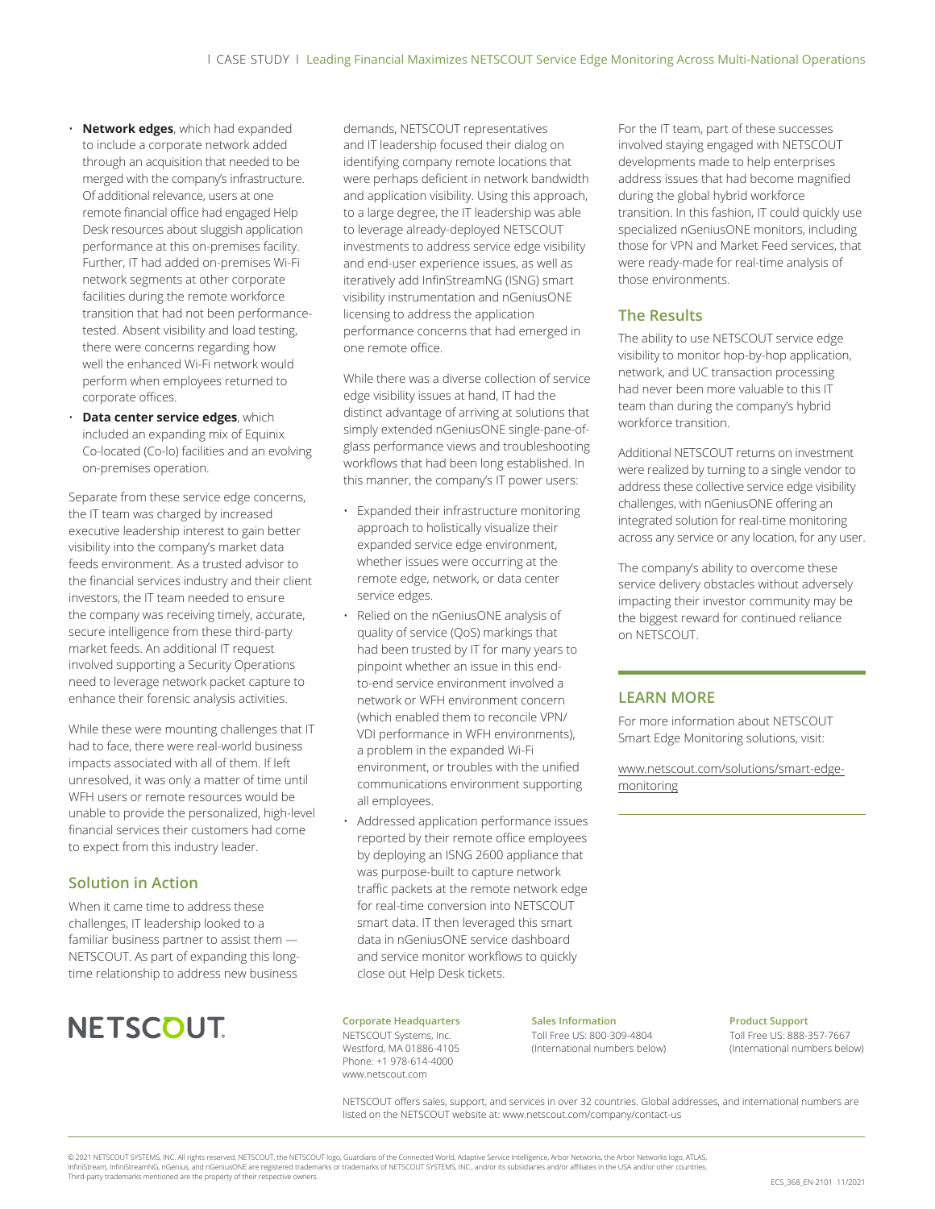- **Network edges**, which had expanded to include a corporate network added through an acquisition that needed to be merged with the company's infrastructure. Of additional relevance, users at one remote financial office had engaged Help Desk resources about sluggish application performance at this on-premises facility. Further, IT had added on-premises Wi-Fi network segments at other corporate facilities during the remote workforce transition that had not been performance-tested. Absent visibility and load testing, there were concerns regarding how well the enhanced Wi-Fi network would perform when employees returned to corporate offices.
- **Data center service edges**, which included an expanding mix of Equinix Co-located (Co-lo) facilities and an evolving on-premises operation.

Separate from these service edge concerns, the IT team was charged by increased executive leadership interest to gain better visibility into the company's market data feeds environment. As a trusted advisor to the financial services industry and their client investors, the IT team needed to ensure the company was receiving timely, accurate, secure intelligence from these third-party market feeds. An additional IT request involved supporting a Security Operations need to leverage network packet capture to enhance their forensic analysis activities.

While these were mounting challenges that IT had to face, there were real-world business impacts associated with all of them. If left unresolved, it was only a matter of time until WFH users or remote resources would be unable to provide the personalized, high-level financial services their customers had come to expect from this industry leader.

## Solution in Action

When it came time to address these challenges, IT leadership looked to a familiar business partner to assist them — NETSCOUT. As part of expanding this long-time relationship to address new business demands, NETSCOUT representatives and IT leadership focused their dialog on identifying company remote locations that were perhaps deficient in network bandwidth and application visibility. Using this approach, to a large degree, the IT leadership was able to leverage already-deployed NETSCOUT investments to address service edge visibility and end-user experience issues, as well as iteratively add InfinStreamNG (ISNG) smart visibility instrumentation and nGeniusONE licensing to address the application performance concerns that had emerged in one remote office.

While there was a diverse collection of service edge visibility issues at hand, IT had the distinct advantage of arriving at solutions that simply extended nGeniusONE single-pane-of-glass performance views and troubleshooting workflows that had been long established. In this manner, the company's IT power users:

- Expanded their infrastructure monitoring approach to holistically visualize their expanded service edge environment, whether issues were occurring at the remote edge, network, or data center service edges.
- Relied on the nGeniusONE analysis of quality of service (QoS) markings that had been trusted by IT for many years to pinpoint whether an issue in this end-to-end service environment involved a network or WFH environment concern (which enabled them to reconcile VPN/VDI performance in WFH environments), a problem in the expanded Wi-Fi environment, or troubles with the unified communications environment supporting all employees.
- Addressed application performance issues reported by their remote office employees by deploying an ISNG 2600 appliance that was purpose-built to capture network traffic packets at the remote network edge for real-time conversion into NETSCOUT smart data. IT then leveraged this smart data in nGeniusONE service dashboard and service monitor workflows to quickly close out Help Desk tickets.

For the IT team, part of these successes involved staying engaged with NETSCOUT developments made to help enterprises address issues that had become magnified during the global hybrid workforce transition. In this fashion, IT could quickly use specialized nGeniusONE monitors, including those for VPN and Market Feed services, that were ready-made for real-time analysis of those environments.

## The Results

The ability to use NETSCOUT service edge visibility to monitor hop-by-hop application, network, and UC transaction processing had never been more valuable to this IT team than during the company's hybrid workforce transition.

Additional NETSCOUT returns on investment were realized by turning to a single vendor to address these collective service edge visibility challenges, with nGeniusONE offering an integrated solution for real-time monitoring across any service or any location, for any user.

The company's ability to overcome these service delivery obstacles without adversely impacting their investor community may be the biggest reward for continued reliance on NETSCOUT.

## LEARN MORE

For more information about NETSCOUT Smart Edge Monitoring solutions, visit:

www.netscout.com/solutions/smart-edge-monitoring

NETSCOUT.

**Corporate Headquarters**
NETSCOUT Systems, Inc.
Westford, MA 01886-4105
Phone: +1 978-614-4000
www.netscout.com

**Sales Information**
Toll Free US: 800-309-4804
(International numbers below)

**Product Support**
Toll Free US: 888-357-7667
(International numbers below)

NETSCOUT offers sales, support, and services in over 32 countries. Global addresses, and international numbers are listed on the NETSCOUT website at: www.netscout.com/company/contact-us

© 2021 NETSCOUT SYSTEMS, INC. All rights reserved. NETSCOUT, the NETSCOUT logo, Guardians of the Connected World, Adaptive Service Intelligence, Arbor Networks, the Arbor Networks logo, ATLAS, InfiniStream, InfiniStreamNG, nGenius, and nGeniusONE are registered trademarks or trademarks of NETSCOUT SYSTEMS, INC., and/or its subsidiaries and/or affiliates in the USA and/or other countries. Third-party trademarks mentioned are the property of their respective owners.

ECS_368_EN-2101 11/2021